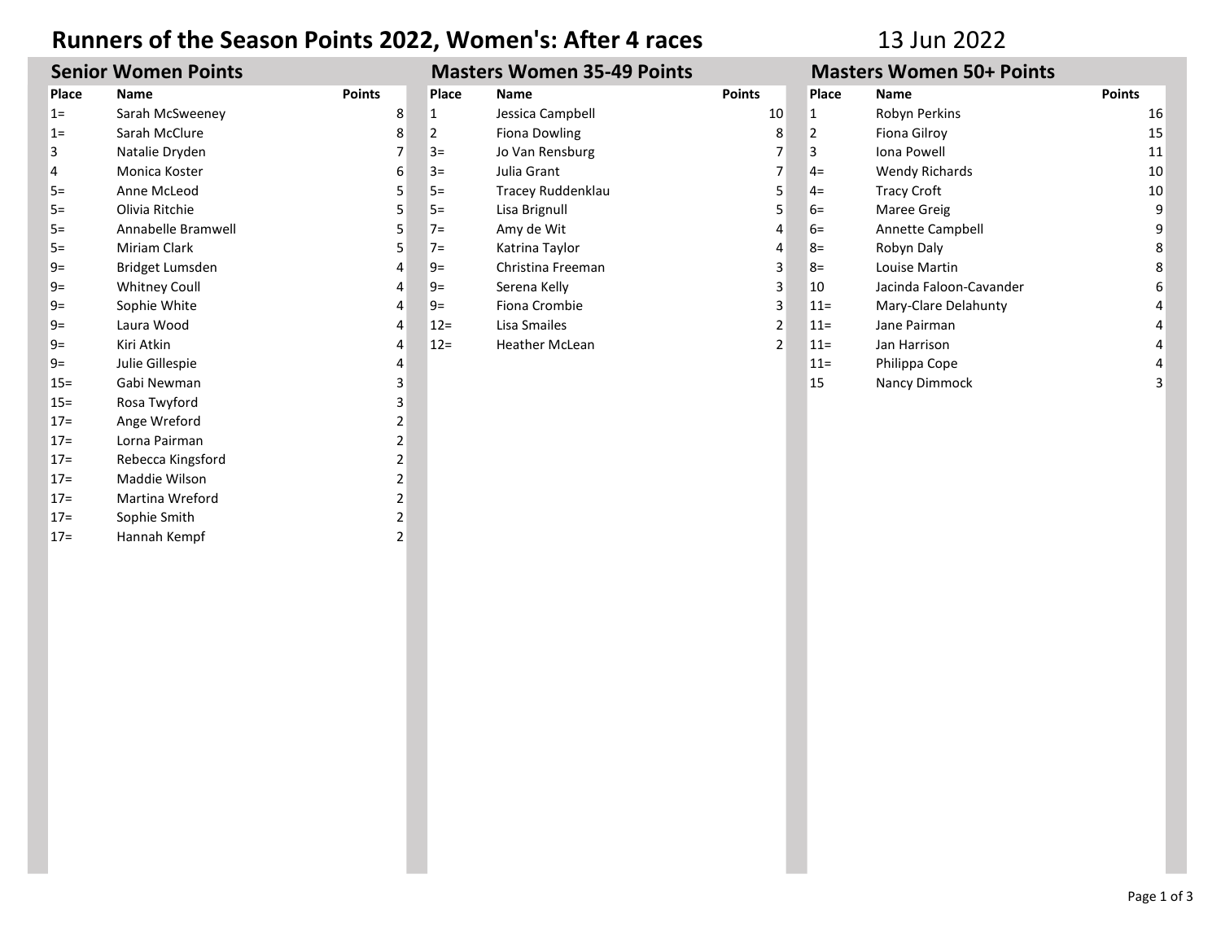# Runners of the Season Points 2022, Women's: After 4 races

13 Jun 2022

## Senior Women Points

| Place | Name | Points |
|---|---|---|
| 1= | Sarah McSweeney | 8 |
| 1= | Sarah McClure | 8 |
| 3 | Natalie Dryden | 7 |
| 4 | Monica Koster | 6 |
| 5= | Anne McLeod | 5 |
| 5= | Olivia Ritchie | 5 |
| 5= | Annabelle Bramwell | 5 |
| 5= | Miriam Clark | 5 |
| 9= | Bridget Lumsden | 4 |
| 9= | Whitney Coull | 4 |
| 9= | Sophie White | 4 |
| 9= | Laura Wood | 4 |
| 9= | Kiri Atkin | 4 |
| 9= | Julie Gillespie | 4 |
| 15= | Gabi Newman | 3 |
| 15= | Rosa Twyford | 3 |
| 17= | Ange Wreford | 2 |
| 17= | Lorna Pairman | 2 |
| 17= | Rebecca Kingsford | 2 |
| 17= | Maddie Wilson | 2 |
| 17= | Martina Wreford | 2 |
| 17= | Sophie Smith | 2 |
| 17= | Hannah Kempf | 2 |

## Masters Women 35-49 Points

| Place | Name | Points |
|---|---|---|
| 1 | Jessica Campbell | 10 |
| 2 | Fiona Dowling | 8 |
| 3= | Jo Van Rensburg | 7 |
| 3= | Julia Grant | 7 |
| 5= | Tracey Ruddenklau | 5 |
| 5= | Lisa Brignull | 5 |
| 7= | Amy de Wit | 4 |
| 7= | Katrina Taylor | 4 |
| 9= | Christina Freeman | 3 |
| 9= | Serena Kelly | 3 |
| 9= | Fiona Crombie | 3 |
| 12= | Lisa Smailes | 2 |
| 12= | Heather McLean | 2 |

## Masters Women 50+ Points

| Place | Name | Points |
|---|---|---|
| 1 | Robyn Perkins | 16 |
| 2 | Fiona Gilroy | 15 |
| 3 | Iona Powell | 11 |
| 4= | Wendy Richards | 10 |
| 4= | Tracy Croft | 10 |
| 6= | Maree Greig | 9 |
| 6= | Annette Campbell | 9 |
| 8= | Robyn Daly | 8 |
| 8= | Louise Martin | 8 |
| 10 | Jacinda Faloon-Cavander | 6 |
| 11= | Mary-Clare Delahunty | 4 |
| 11= | Jane Pairman | 4 |
| 11= | Jan Harrison | 4 |
| 11= | Philippa Cope | 4 |
| 15 | Nancy Dimmock | 3 |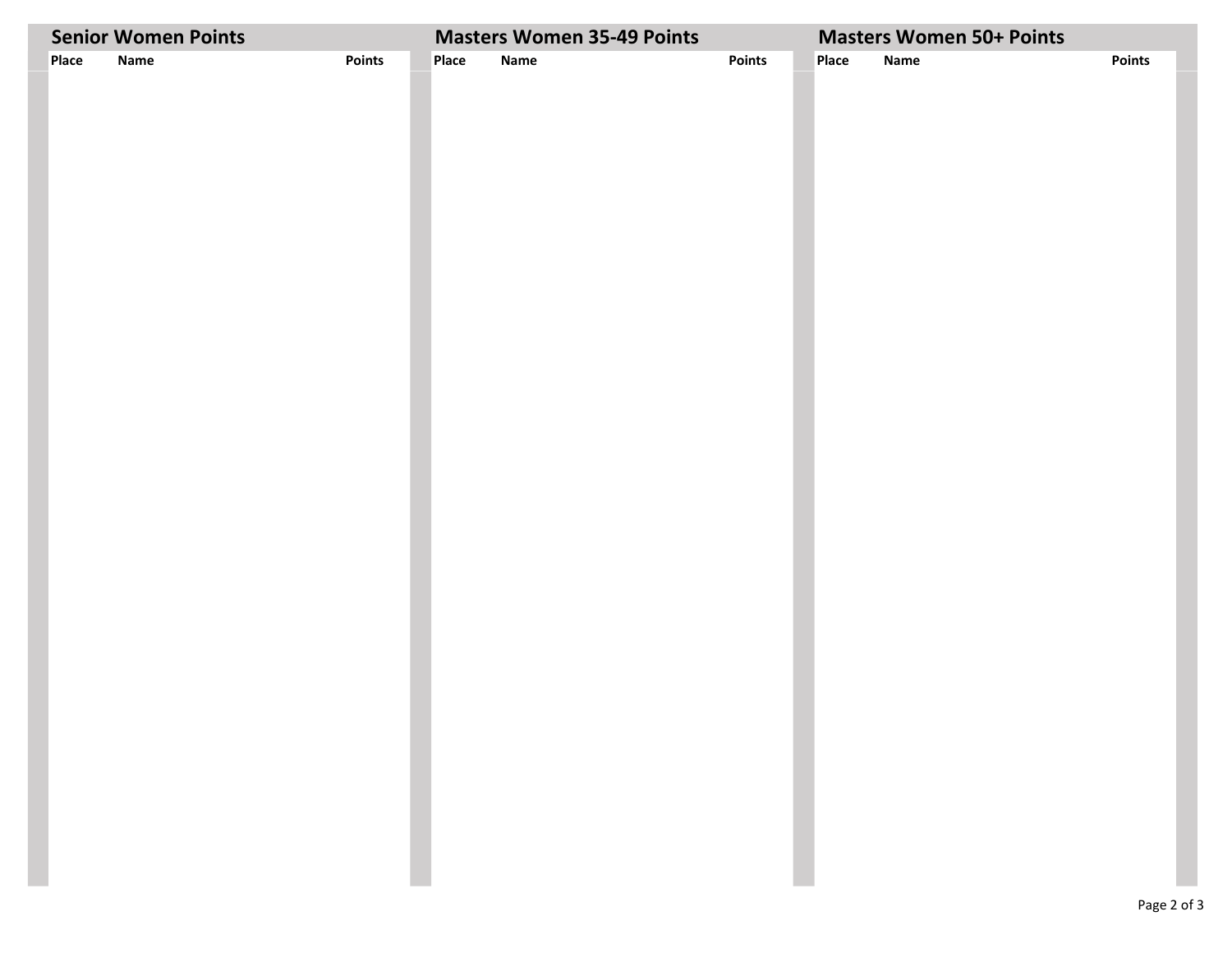## Senior Women Points

| Place | Name | Points |
| --- | --- | --- |

## Masters Women 35-49 Points

| Place | Name | Points |
| --- | --- | --- |

## Masters Women 50+ Points

| Place | Name | Points |
| --- | --- | --- |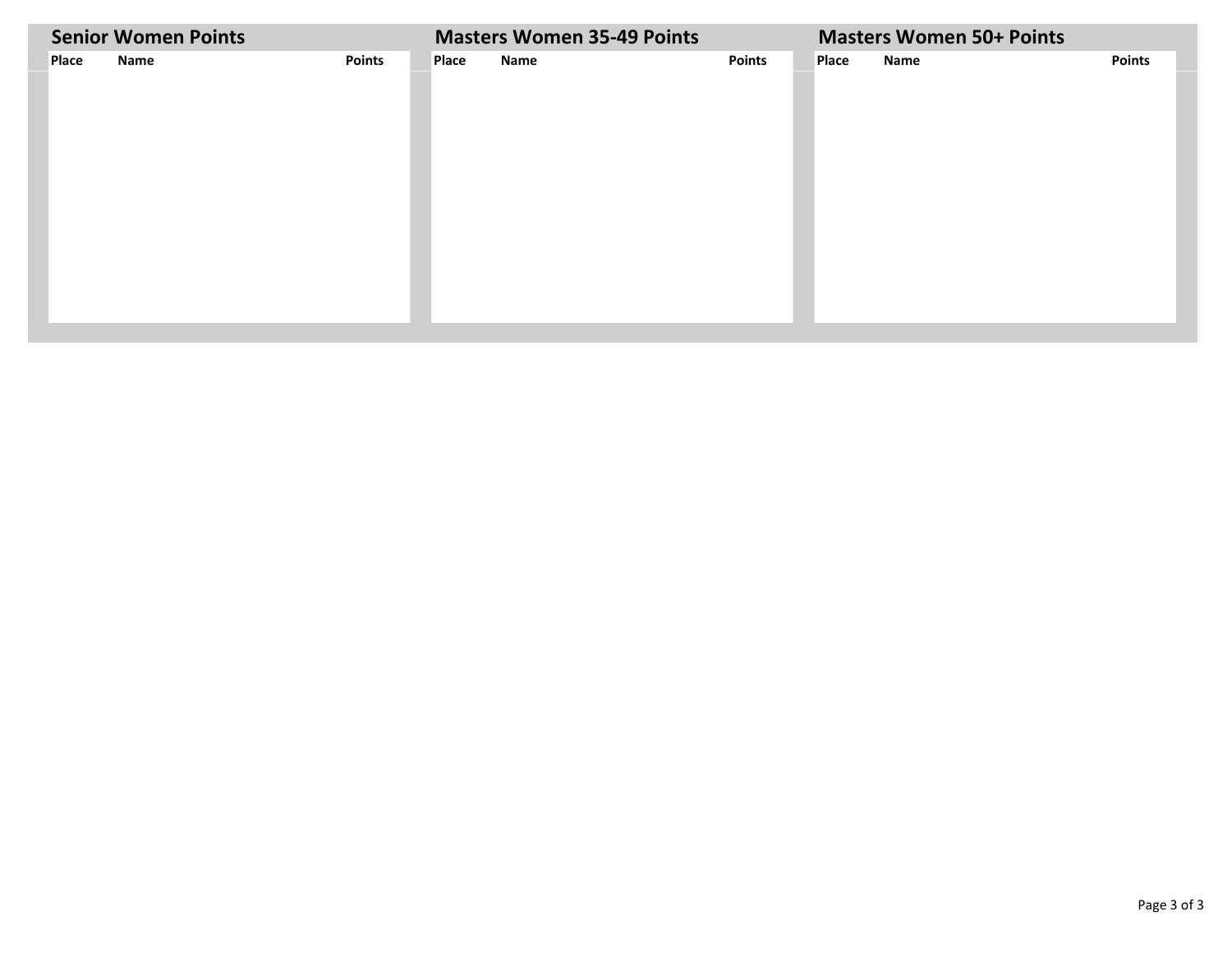## Senior Women Points

| Place | Name | Points |
|---|---|---|

## Masters Women 35-49 Points

| Place | Name | Points |
|---|---|---|

## Masters Women 50+ Points

| Place | Name | Points |
|---|---|---|